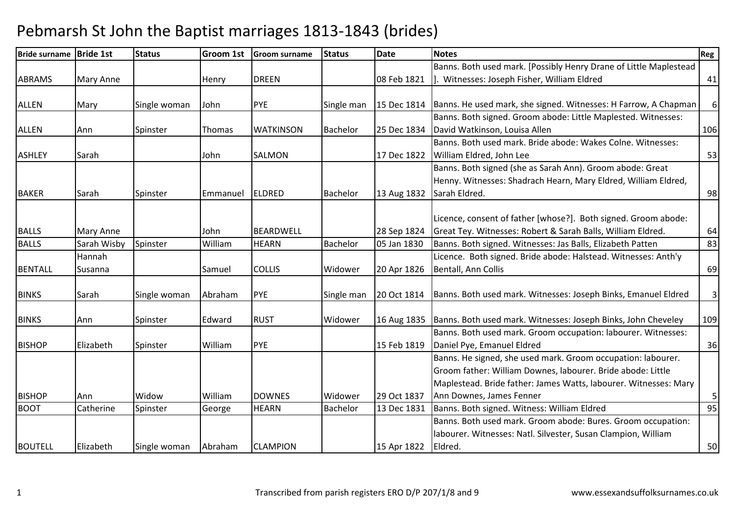# Pebmarsh St John the Baptist marriages 1813-1843 (brides)

| Bride surname | Bride 1st | Status | Groom 1st | Groom surname | Status | Date | Notes | Reg |
|---|---|---|---|---|---|---|---|---|
| ABRAMS | Mary Anne | | Henry | DREEN | | 08 Feb 1821 | Banns. Both used mark. [Possibly Henry Drane of Little Maplestead ]. Witnesses: Joseph Fisher, William Eldred | 41 |
| ALLEN | Mary | Single woman | John | PYE | Single man | 15 Dec 1814 | Banns. He used mark, she signed. Witnesses: H Farrow, A Chapman | 6 |
| ALLEN | Ann | Spinster | Thomas | WATKINSON | Bachelor | 25 Dec 1834 | Banns. Both signed. Groom abode: Little Maplested. Witnesses: David Watkinson, Louisa Allen | 106 |
| ASHLEY | Sarah | | John | SALMON | | 17 Dec 1822 | Banns. Both used mark. Bride abode: Wakes Colne. Witnesses: William Eldred, John Lee | 53 |
| BAKER | Sarah | Spinster | Emmanuel | ELDRED | Bachelor | 13 Aug 1832 | Banns. Both signed (she as Sarah Ann). Groom abode: Great Henny. Witnesses: Shadrach Hearn, Mary Eldred, William Eldred, Sarah Eldred. | 98 |
| BALLS | Mary Anne | | John | BEARDWELL | | 28 Sep 1824 | Licence, consent of father [whose?]. Both signed. Groom abode: Great Tey. Witnesses: Robert & Sarah Balls, William Eldred. | 64 |
| BALLS | Sarah Wisby | Spinster | William | HEARN | Bachelor | 05 Jan 1830 | Banns. Both signed. Witnesses: Jas Balls, Elizabeth Patten | 83 |
| BENTALL | Hannah Susanna | | Samuel | COLLIS | Widower | 20 Apr 1826 | Licence. Both signed. Bride abode: Halstead. Witnesses: Anth'y Bentall, Ann Collis | 69 |
| BINKS | Sarah | Single woman | Abraham | PYE | Single man | 20 Oct 1814 | Banns. Both used mark. Witnesses: Joseph Binks, Emanuel Eldred | 3 |
| BINKS | Ann | Spinster | Edward | RUST | Widower | 16 Aug 1835 | Banns. Both used mark. Witnesses: Joseph Binks, John Cheveley | 109 |
| BISHOP | Elizabeth | Spinster | William | PYE | | 15 Feb 1819 | Banns. Both used mark. Groom occupation: labourer. Witnesses: Daniel Pye, Emanuel Eldred | 36 |
| BISHOP | Ann | Widow | William | DOWNES | Widower | 29 Oct 1837 | Banns. He signed, she used mark. Groom occupation: labourer. Groom father: William Downes, labourer. Bride abode: Little Maplestead. Bride father: James Watts, labourer. Witnesses: Mary Ann Downes, James Fenner | 5 |
| BOOT | Catherine | Spinster | George | HEARN | Bachelor | 13 Dec 1831 | Banns. Both signed. Witness: William Eldred | 95 |
| BOUTELL | Elizabeth | Single woman | Abraham | CLAMPION | | 15 Apr 1822 | Banns. Both used mark. Groom abode: Bures. Groom occupation: labourer. Witnesses: Natl. Silvester, Susan Clampion, William Eldred. | 50 |

Transcribed from parish registers ERO D/P 207/1/8 and 9

www.essexandsuffolksurnames.co.uk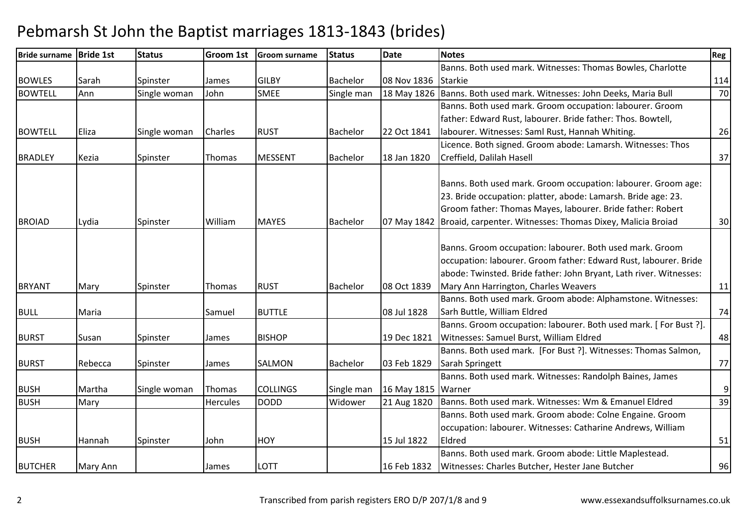# Pebmarsh St John the Baptist marriages 1813-1843 (brides)

| Bride surname | Bride 1st | Status | Groom 1st | Groom surname | Status | Date | Notes | Reg |
|---|---|---|---|---|---|---|---|---|
| BOWLES | Sarah | Spinster | James | GILBY | Bachelor | 08 Nov 1836 | Banns. Both used mark. Witnesses: Thomas Bowles, Charlotte Starkie | 114 |
| BOWTELL | Ann | Single woman | John | SMEE | Single man | 18 May 1826 | Banns. Both used mark. Witnesses: John Deeks, Maria Bull | 70 |
| BOWTELL | Eliza | Single woman | Charles | RUST | Bachelor | 22 Oct 1841 | Banns. Both used mark. Groom occupation: labourer. Groom father: Edward Rust, labourer. Bride father: Thos. Bowtell, labourer. Witnesses: Saml Rust, Hannah Whiting. | 26 |
| BRADLEY | Kezia | Spinster | Thomas | MESSENT | Bachelor | 18 Jan 1820 | Licence. Both signed. Groom abode: Lamarsh. Witnesses: Thos Creffield, Dalilah Hasell | 37 |
| BROIAD | Lydia | Spinster | William | MAYES | Bachelor | 07 May 1842 | Banns. Both used mark. Groom occupation: labourer. Groom age: 23. Bride occupation: platter, abode: Lamarsh. Bride age: 23. Groom father: Thomas Mayes, labourer. Bride father: Robert Broiad, carpenter. Witnesses: Thomas Dixey, Malicia Broiad | 30 |
| BRYANT | Mary | Spinster | Thomas | RUST | Bachelor | 08 Oct 1839 | Banns. Groom occupation: labourer. Both used mark. Groom occupation: labourer. Groom father: Edward Rust, labourer. Bride abode: Twinsted. Bride father: John Bryant, Lath river. Witnesses: Mary Ann Harrington, Charles Weavers | 11 |
| BULL | Maria | | Samuel | BUTTLE | | 08 Jul 1828 | Banns. Both used mark. Groom abode: Alphamstone. Witnesses: Sarh Buttle, William Eldred | 74 |
| BURST | Susan | Spinster | James | BISHOP | | 19 Dec 1821 | Banns. Groom occupation: labourer. Both used mark. [ For Bust ?]. Witnesses: Samuel Burst, William Eldred | 48 |
| BURST | Rebecca | Spinster | James | SALMON | Bachelor | 03 Feb 1829 | Banns. Both used mark. [For Bust ?]. Witnesses: Thomas Salmon, Sarah Springett | 77 |
| BUSH | Martha | Single woman | Thomas | COLLINGS | Single man | 16 May 1815 | Banns. Both used mark. Witnesses: Randolph Baines, James Warner | 9 |
| BUSH | Mary | | Hercules | DODD | Widower | 21 Aug 1820 | Banns. Both used mark. Witnesses: Wm & Emanuel Eldred | 39 |
| BUSH | Hannah | Spinster | John | HOY | | 15 Jul 1822 | Banns. Both used mark. Groom abode: Colne Engaine. Groom occupation: labourer. Witnesses: Catharine Andrews, William Eldred | 51 |
| BUTCHER | Mary Ann | | James | LOTT | | 16 Feb 1832 | Banns. Both used mark. Groom abode: Little Maplestead. Witnesses: Charles Butcher, Hester Jane Butcher | 96 |

Transcribed from parish registers ERO D/P 207/1/8 and 9 www.essexandsuffolksurnames.co.uk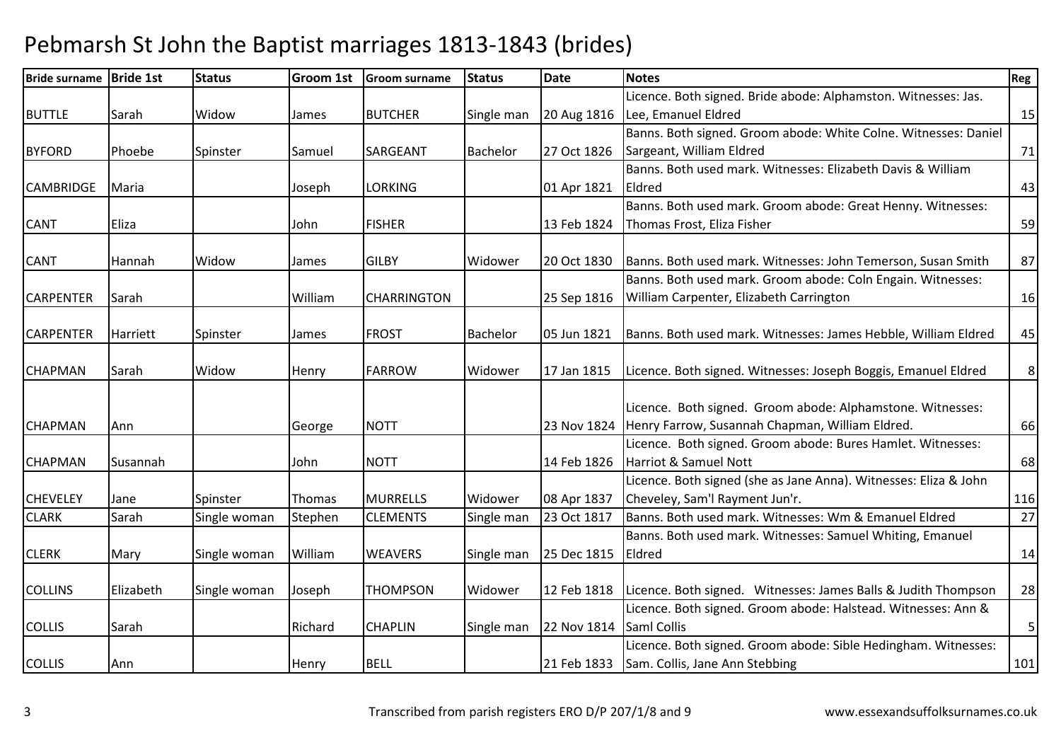# Pebmarsh St John the Baptist marriages 1813-1843 (brides)

| Bride surname | Bride 1st | Status | Groom 1st | Groom surname | Status | Date | Notes | Reg |
|---|---|---|---|---|---|---|---|---|
| BUTTLE | Sarah | Widow | James | BUTCHER | Single man | 20 Aug 1816 | Licence. Both signed. Bride abode: Alphamston. Witnesses: Jas. Lee, Emanuel Eldred | 15 |
| BYFORD | Phoebe | Spinster | Samuel | SARGEANT | Bachelor | 27 Oct 1826 | Banns. Both signed. Groom abode: White Colne. Witnesses: Daniel Sargeant, William Eldred | 71 |
| CAMBRIDGE | Maria | | Joseph | LORKING | | 01 Apr 1821 | Banns. Both used mark. Witnesses: Elizabeth Davis & William Eldred | 43 |
| CANT | Eliza | | John | FISHER | | 13 Feb 1824 | Banns. Both used mark. Groom abode: Great Henny. Witnesses: Thomas Frost, Eliza Fisher | 59 |
| CANT | Hannah | Widow | James | GILBY | Widower | 20 Oct 1830 | Banns. Both used mark. Witnesses: John Temerson, Susan Smith | 87 |
| CARPENTER | Sarah | | William | CHARRINGTON | | 25 Sep 1816 | Banns. Both used mark. Groom abode: Coln Engain. Witnesses: William Carpenter, Elizabeth Carrington | 16 |
| CARPENTER | Harriett | Spinster | James | FROST | Bachelor | 05 Jun 1821 | Banns. Both used mark. Witnesses: James Hebble, William Eldred | 45 |
| CHAPMAN | Sarah | Widow | Henry | FARROW | Widower | 17 Jan 1815 | Licence. Both signed. Witnesses: Joseph Boggis, Emanuel Eldred | 8 |
| CHAPMAN | Ann | | George | NOTT | | 23 Nov 1824 | Licence. Both signed. Groom abode: Alphamstone. Witnesses: Henry Farrow, Susannah Chapman, William Eldred. | 66 |
| CHAPMAN | Susannah | | John | NOTT | | 14 Feb 1826 | Licence. Both signed. Groom abode: Bures Hamlet. Witnesses: Harriot & Samuel Nott | 68 |
| CHEVELEY | Jane | Spinster | Thomas | MURRELLS | Widower | 08 Apr 1837 | Licence. Both signed (she as Jane Anna). Witnesses: Eliza & John Cheveley, Sam'l Rayment Jun'r. | 116 |
| CLARK | Sarah | Single woman | Stephen | CLEMENTS | Single man | 23 Oct 1817 | Banns. Both used mark. Witnesses: Wm & Emanuel Eldred | 27 |
| CLERK | Mary | Single woman | William | WEAVERS | Single man | 25 Dec 1815 | Banns. Both used mark. Witnesses: Samuel Whiting, Emanuel Eldred | 14 |
| COLLINS | Elizabeth | Single woman | Joseph | THOMPSON | Widower | 12 Feb 1818 | Licence. Both signed. Witnesses: James Balls & Judith Thompson | 28 |
| COLLIS | Sarah | | Richard | CHAPLIN | Single man | 22 Nov 1814 | Licence. Both signed. Groom abode: Halstead. Witnesses: Ann & Saml Collis | 5 |
| COLLIS | Ann | | Henry | BELL | | 21 Feb 1833 | Licence. Both signed. Groom abode: Sible Hedingham. Witnesses: Sam. Collis, Jane Ann Stebbing | 101 |

Transcribed from parish registers ERO D/P 207/1/8 and 9 www.essexandsuffolksurnames.co.uk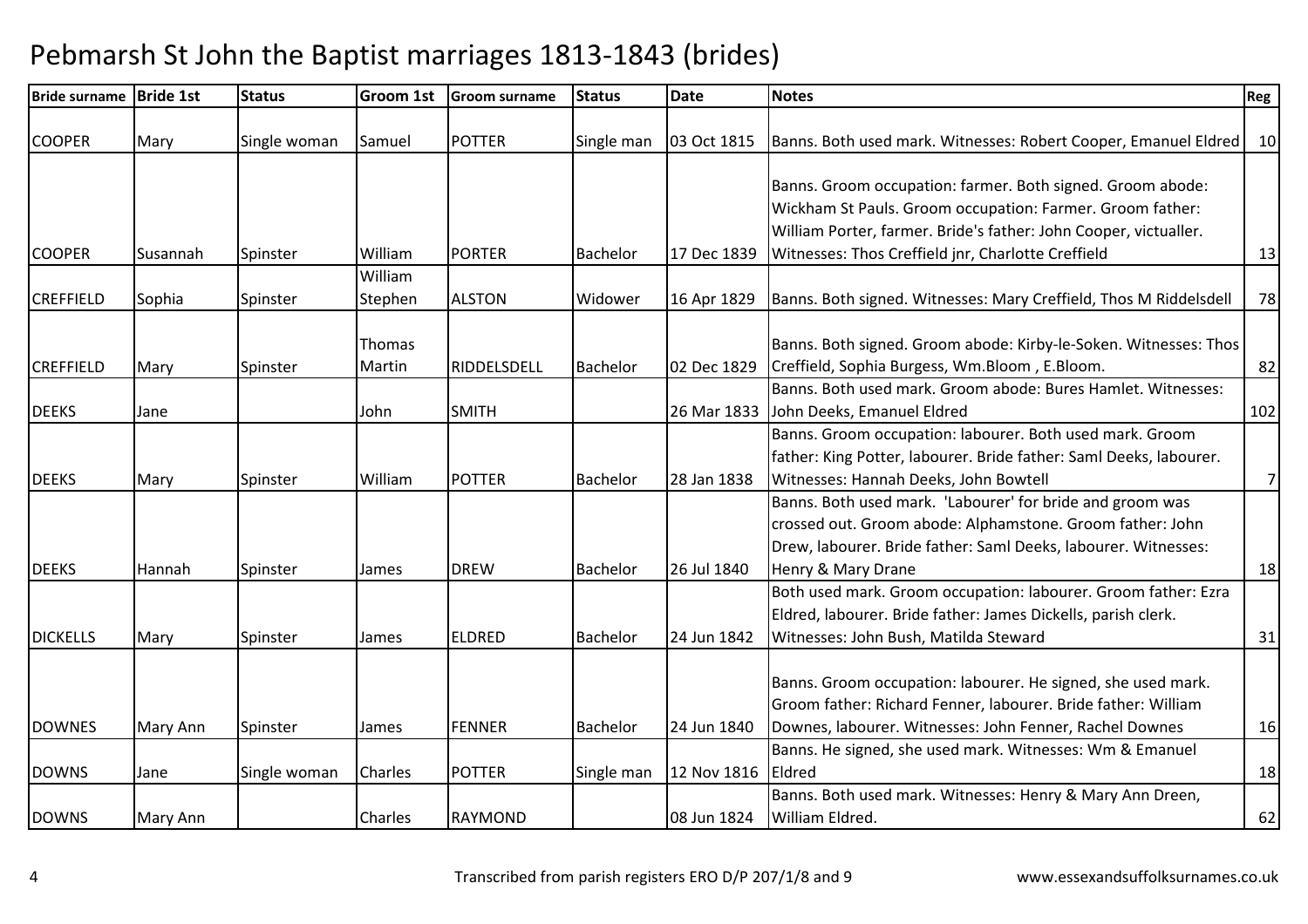# Pebmarsh St John the Baptist marriages 1813-1843 (brides)

| Bride surname | Bride 1st | Status | Groom 1st | Groom surname | Status | Date | Notes | Reg |
|---|---|---|---|---|---|---|---|---|
| COOPER | Mary | Single woman | Samuel | POTTER | Single man | 03 Oct 1815 | Banns. Both used mark. Witnesses: Robert Cooper, Emanuel Eldred | 10 |
| COOPER | Susannah | Spinster | William | PORTER | Bachelor | 17 Dec 1839 | Banns. Groom occupation: farmer. Both signed. Groom abode: Wickham St Pauls. Groom occupation: Farmer. Groom father: William Porter, farmer. Bride's father: John Cooper, victualler. Witnesses: Thos Creffield jnr, Charlotte Creffield | 13 |
| CREFFIELD | Sophia | Spinster | William Stephen | ALSTON | Widower | 16 Apr 1829 | Banns. Both signed. Witnesses: Mary Creffield, Thos M Riddelsdell | 78 |
| CREFFIELD | Mary | Spinster | Thomas Martin | RIDDELSDELL | Bachelor | 02 Dec 1829 | Banns. Both signed. Groom abode: Kirby-le-Soken. Witnesses: Thos Creffield, Sophia Burgess, Wm.Bloom , E.Bloom. | 82 |
| DEEKS | Jane | | John | SMITH | | 26 Mar 1833 | Banns. Both used mark. Groom abode: Bures Hamlet. Witnesses: John Deeks, Emanuel Eldred | 102 |
| DEEKS | Mary | Spinster | William | POTTER | Bachelor | 28 Jan 1838 | Banns. Groom occupation: labourer. Both used mark. Groom father: King Potter, labourer. Bride father: Saml Deeks, labourer. Witnesses: Hannah Deeks, John Bowtell | 7 |
| DEEKS | Hannah | Spinster | James | DREW | Bachelor | 26 Jul 1840 | Banns. Both used mark. 'Labourer' for bride and groom was crossed out. Groom abode: Alphamstone. Groom father: John Drew, labourer. Bride father: Saml Deeks, labourer. Witnesses: Henry & Mary Drane | 18 |
| DICKELLS | Mary | Spinster | James | ELDRED | Bachelor | 24 Jun 1842 | Both used mark. Groom occupation: labourer. Groom father: Ezra Eldred, labourer. Bride father: James Dickells, parish clerk. Witnesses: John Bush, Matilda Steward | 31 |
| DOWNES | Mary Ann | Spinster | James | FENNER | Bachelor | 24 Jun 1840 | Banns. Groom occupation: labourer. He signed, she used mark. Groom father: Richard Fenner, labourer. Bride father: William Downes, labourer. Witnesses: John Fenner, Rachel Downes | 16 |
| DOWNS | Jane | Single woman | Charles | POTTER | Single man | 12 Nov 1816 | Banns. He signed, she used mark. Witnesses: Wm & Emanuel Eldred | 18 |
| DOWNS | Mary Ann | | Charles | RAYMOND | | 08 Jun 1824 | Banns. Both used mark. Witnesses: Henry & Mary Ann Dreen, William Eldred. | 62 |

Transcribed from parish registers ERO D/P 207/1/8 and 9 www.essexandsuffolksurnames.co.uk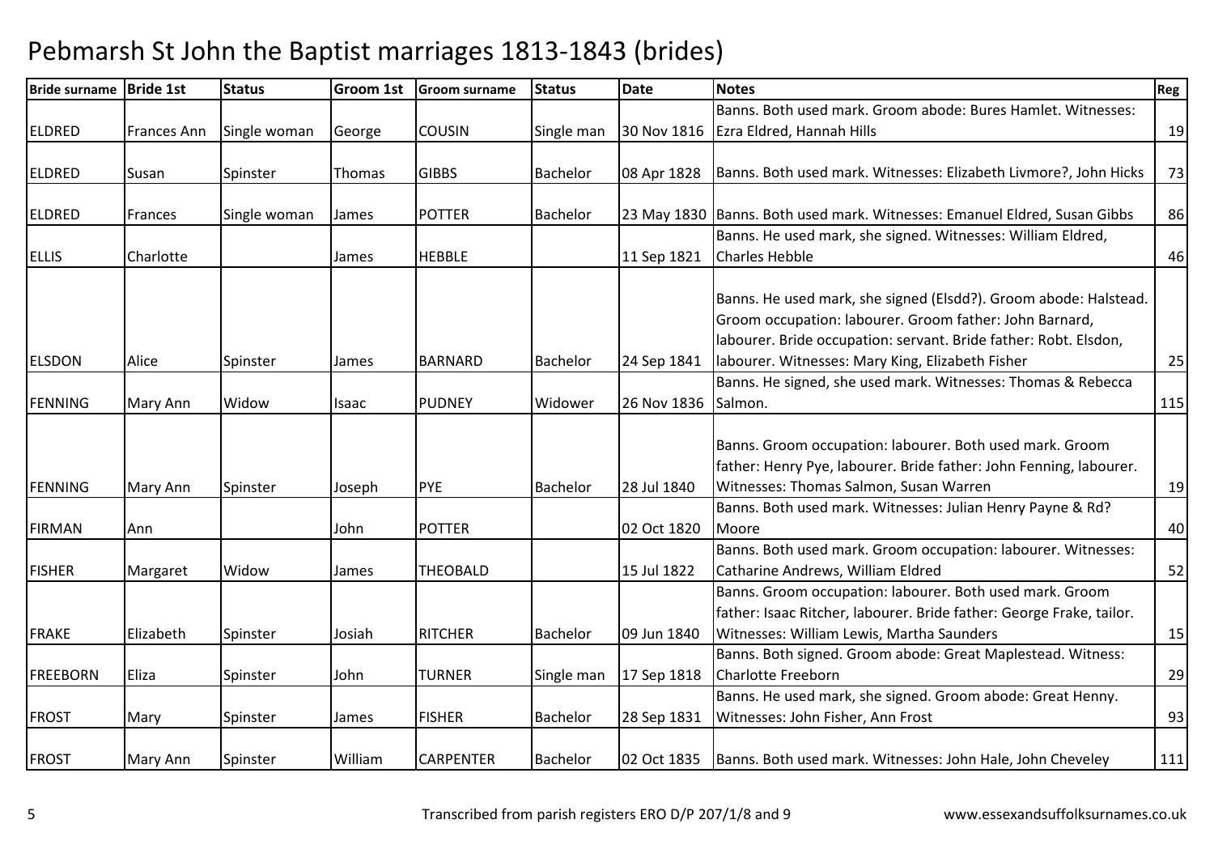# Pebmarsh St John the Baptist marriages 1813-1843 (brides)

| Bride surname | Bride 1st | Status | Groom 1st | Groom surname | Status | Date | Notes | Reg |
|---|---|---|---|---|---|---|---|---|
| ELDRED | Frances Ann | Single woman | George | COUSIN | Single man | 30 Nov 1816 | Banns. Both used mark. Groom abode: Bures Hamlet. Witnesses: Ezra Eldred, Hannah Hills | 19 |
| ELDRED | Susan | Spinster | Thomas | GIBBS | Bachelor | 08 Apr 1828 | Banns. Both used mark. Witnesses: Elizabeth Livmore?, John Hicks | 73 |
| ELDRED | Frances | Single woman | James | POTTER | Bachelor | 23 May 1830 | Banns. Both used mark. Witnesses: Emanuel Eldred, Susan Gibbs | 86 |
| ELLIS | Charlotte | | James | HEBBLE | | 11 Sep 1821 | Banns. He used mark, she signed. Witnesses: William Eldred, Charles Hebble | 46 |
| ELSDON | Alice | Spinster | James | BARNARD | Bachelor | 24 Sep 1841 | Banns. He used mark, she signed (Elsdd?). Groom abode: Halstead. Groom occupation: labourer. Groom father: John Barnard, labourer. Bride occupation: servant. Bride father: Robt. Elsdon, labourer. Witnesses: Mary King, Elizabeth Fisher | 25 |
| FENNING | Mary Ann | Widow | Isaac | PUDNEY | Widower | 26 Nov 1836 | Banns. He signed, she used mark. Witnesses: Thomas & Rebecca Salmon. | 115 |
| FENNING | Mary Ann | Spinster | Joseph | PYE | Bachelor | 28 Jul 1840 | Banns. Groom occupation: labourer. Both used mark. Groom father: Henry Pye, labourer. Bride father: John Fenning, labourer. Witnesses: Thomas Salmon, Susan Warren | 19 |
| FIRMAN | Ann | | John | POTTER | | 02 Oct 1820 | Banns. Both used mark. Witnesses: Julian Henry Payne & Rd? Moore | 40 |
| FISHER | Margaret | Widow | James | THEOBALD | | 15 Jul 1822 | Banns. Both used mark. Groom occupation: labourer. Witnesses: Catharine Andrews, William Eldred | 52 |
| FRAKE | Elizabeth | Spinster | Josiah | RITCHER | Bachelor | 09 Jun 1840 | Banns. Groom occupation: labourer. Both used mark. Groom father: Isaac Ritcher, labourer. Bride father: George Frake, tailor. Witnesses: William Lewis, Martha Saunders | 15 |
| FREEBORN | Eliza | Spinster | John | TURNER | Single man | 17 Sep 1818 | Banns. Both signed. Groom abode: Great Maplestead. Witness: Charlotte Freeborn | 29 |
| FROST | Mary | Spinster | James | FISHER | Bachelor | 28 Sep 1831 | Banns. He used mark, she signed. Groom abode: Great Henny. Witnesses: John Fisher, Ann Frost | 93 |
| FROST | Mary Ann | Spinster | William | CARPENTER | Bachelor | 02 Oct 1835 | Banns. Both used mark. Witnesses: John Hale, John Cheveley | 111 |

Transcribed from parish registers ERO D/P 207/1/8 and 9 www.essexandsuffolksurnames.co.uk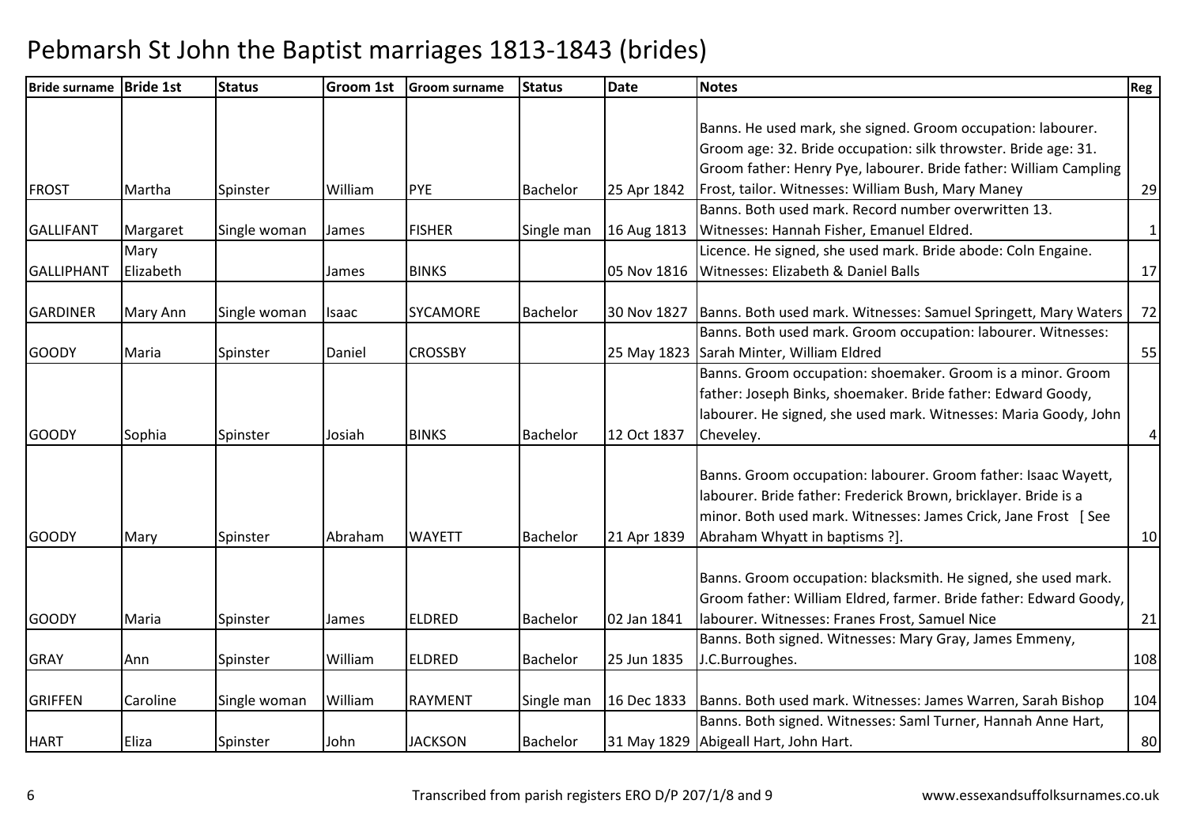# Pebmarsh St John the Baptist marriages 1813-1843 (brides)

| Bride surname | Bride 1st | Status | Groom 1st | Groom surname | Status | Date | Notes | Reg |
|---|---|---|---|---|---|---|---|---|
| FROST | Martha | Spinster | William | PYE | Bachelor | 25 Apr 1842 | Banns. He used mark, she signed. Groom occupation: labourer. Groom age: 32. Bride occupation: silk throwster. Bride age: 31. Groom father: Henry Pye, labourer. Bride father: William Campling Frost, tailor. Witnesses: William Bush, Mary Maney | 29 |
| GALLIFANT | Margaret | Single woman | James | FISHER | Single man | 16 Aug 1813 | Banns. Both used mark. Record number overwritten 13. Witnesses: Hannah Fisher, Emanuel Eldred. | 1 |
| GALLIPHANT | Mary Elizabeth | | James | BINKS | | 05 Nov 1816 | Licence. He signed, she used mark. Bride abode: Coln Engaine. Witnesses: Elizabeth & Daniel Balls | 17 |
| GARDINER | Mary Ann | Single woman | Isaac | SYCAMORE | Bachelor | 30 Nov 1827 | Banns. Both used mark. Witnesses: Samuel Springett, Mary Waters | 72 |
| GOODY | Maria | Spinster | Daniel | CROSSBY | | 25 May 1823 | Banns. Both used mark. Groom occupation: labourer. Witnesses: Sarah Minter, William Eldred | 55 |
| GOODY | Sophia | Spinster | Josiah | BINKS | Bachelor | 12 Oct 1837 | Banns. Groom occupation: shoemaker. Groom is a minor. Groom father: Joseph Binks, shoemaker. Bride father: Edward Goody, labourer. He signed, she used mark. Witnesses: Maria Goody, John Cheveley. | 4 |
| GOODY | Mary | Spinster | Abraham | WAYETT | Bachelor | 21 Apr 1839 | Banns. Groom occupation: labourer. Groom father: Isaac Wayett, labourer. Bride father: Frederick Brown, bricklayer. Bride is a minor. Both used mark. Witnesses: James Crick, Jane Frost [ See Abraham Whyatt in baptisms ?]. | 10 |
| GOODY | Maria | Spinster | James | ELDRED | Bachelor | 02 Jan 1841 | Banns. Groom occupation: blacksmith. He signed, she used mark. Groom father: William Eldred, farmer. Bride father: Edward Goody, labourer. Witnesses: Franes Frost, Samuel Nice | 21 |
| GRAY | Ann | Spinster | William | ELDRED | Bachelor | 25 Jun 1835 | Banns. Both signed. Witnesses: Mary Gray, James Emmeny, J.C.Burroughes. | 108 |
| GRIFFEN | Caroline | Single woman | William | RAYMENT | Single man | 16 Dec 1833 | Banns. Both used mark. Witnesses: James Warren, Sarah Bishop | 104 |
| HART | Eliza | Spinster | John | JACKSON | Bachelor | 31 May 1829 | Banns. Both signed. Witnesses: Saml Turner, Hannah Anne Hart, Abigeall Hart, John Hart. | 80 |

Transcribed from parish registers ERO D/P 207/1/8 and 9 www.essexandsuffolksurnames.co.uk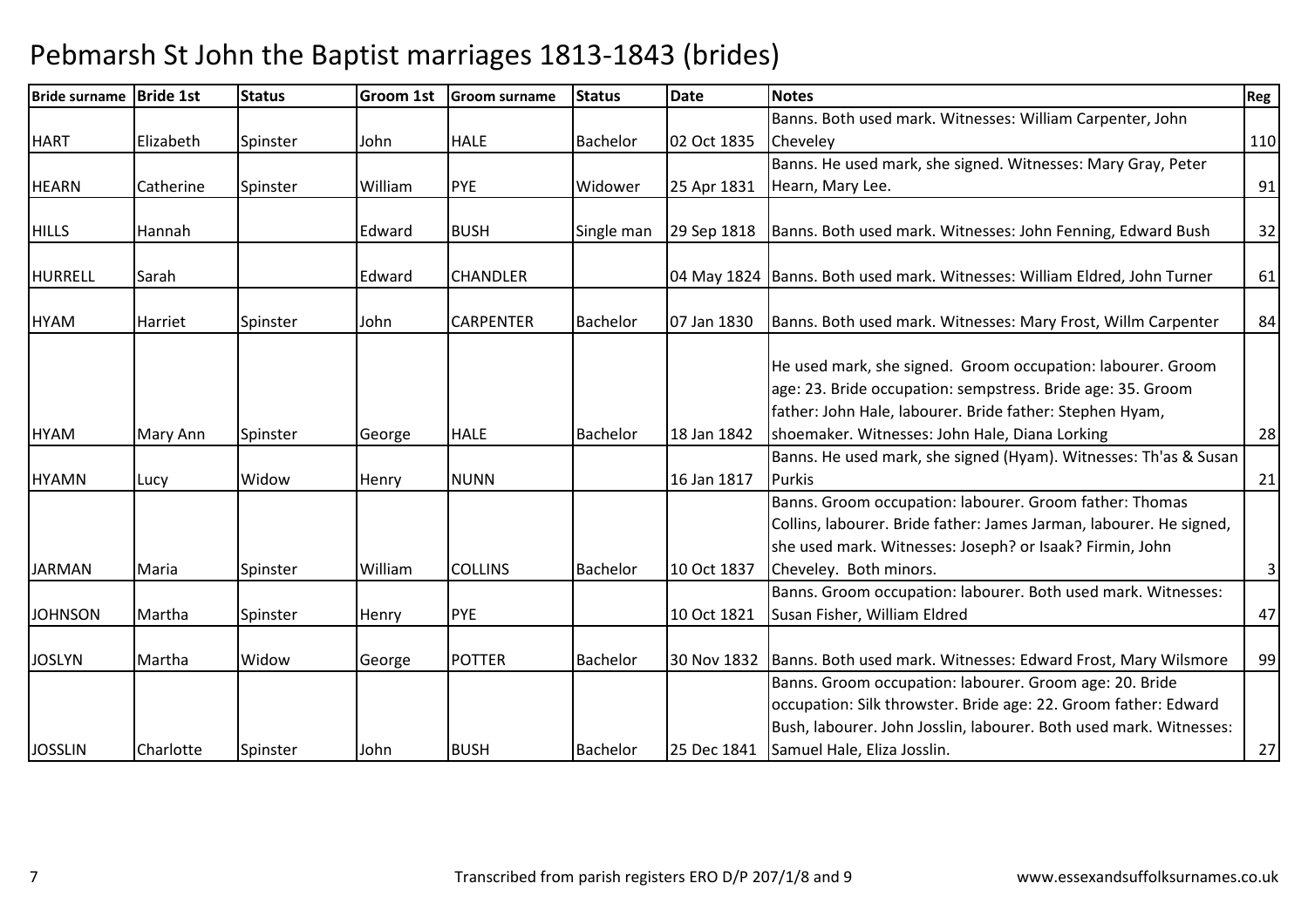# Pebmarsh St John the Baptist marriages 1813-1843 (brides)

| Bride surname | Bride 1st | Status | Groom 1st | Groom surname | Status | Date | Notes | Reg |
|---|---|---|---|---|---|---|---|---|
| HART | Elizabeth | Spinster | John | HALE | Bachelor | 02 Oct 1835 | Banns. Both used mark. Witnesses: William Carpenter, John Cheveley | 110 |
| HEARN | Catherine | Spinster | William | PYE | Widower | 25 Apr 1831 | Banns. He used mark, she signed. Witnesses: Mary Gray, Peter Hearn, Mary Lee. | 91 |
| HILLS | Hannah | | Edward | BUSH | Single man | 29 Sep 1818 | Banns. Both used mark. Witnesses: John Fenning, Edward Bush | 32 |
| HURRELL | Sarah | | Edward | CHANDLER | | 04 May 1824 | Banns. Both used mark. Witnesses: William Eldred, John Turner | 61 |
| HYAM | Harriet | Spinster | John | CARPENTER | Bachelor | 07 Jan 1830 | Banns. Both used mark. Witnesses: Mary Frost, Willm Carpenter | 84 |
| HYAM | Mary Ann | Spinster | George | HALE | Bachelor | 18 Jan 1842 | He used mark, she signed. Groom occupation: labourer. Groom age: 23. Bride occupation: sempstress. Bride age: 35. Groom father: John Hale, labourer. Bride father: Stephen Hyam, shoemaker. Witnesses: John Hale, Diana Lorking | 28 |
| HYAMN | Lucy | Widow | Henry | NUNN | | 16 Jan 1817 | Banns. He used mark, she signed (Hyam). Witnesses: Th'as & Susan Purkis | 21 |
| JARMAN | Maria | Spinster | William | COLLINS | Bachelor | 10 Oct 1837 | Banns. Groom occupation: labourer. Groom father: Thomas Collins, labourer. Bride father: James Jarman, labourer. He signed, she used mark. Witnesses: Joseph? or Isaak? Firmin, John Cheveley. Both minors. | 3 |
| JOHNSON | Martha | Spinster | Henry | PYE | | 10 Oct 1821 | Banns. Groom occupation: labourer. Both used mark. Witnesses: Susan Fisher, William Eldred | 47 |
| JOSLYN | Martha | Widow | George | POTTER | Bachelor | 30 Nov 1832 | Banns. Both used mark. Witnesses: Edward Frost, Mary Wilsmore | 99 |
| JOSSLIN | Charlotte | Spinster | John | BUSH | Bachelor | 25 Dec 1841 | Banns. Groom occupation: labourer. Groom age: 20. Bride occupation: Silk throwster. Bride age: 22. Groom father: Edward Bush, labourer. John Josslin, labourer. Both used mark. Witnesses: Samuel Hale, Eliza Josslin. | 27 |

Transcribed from parish registers ERO D/P 207/1/8 and 9 www.essexandsuffolksurnames.co.uk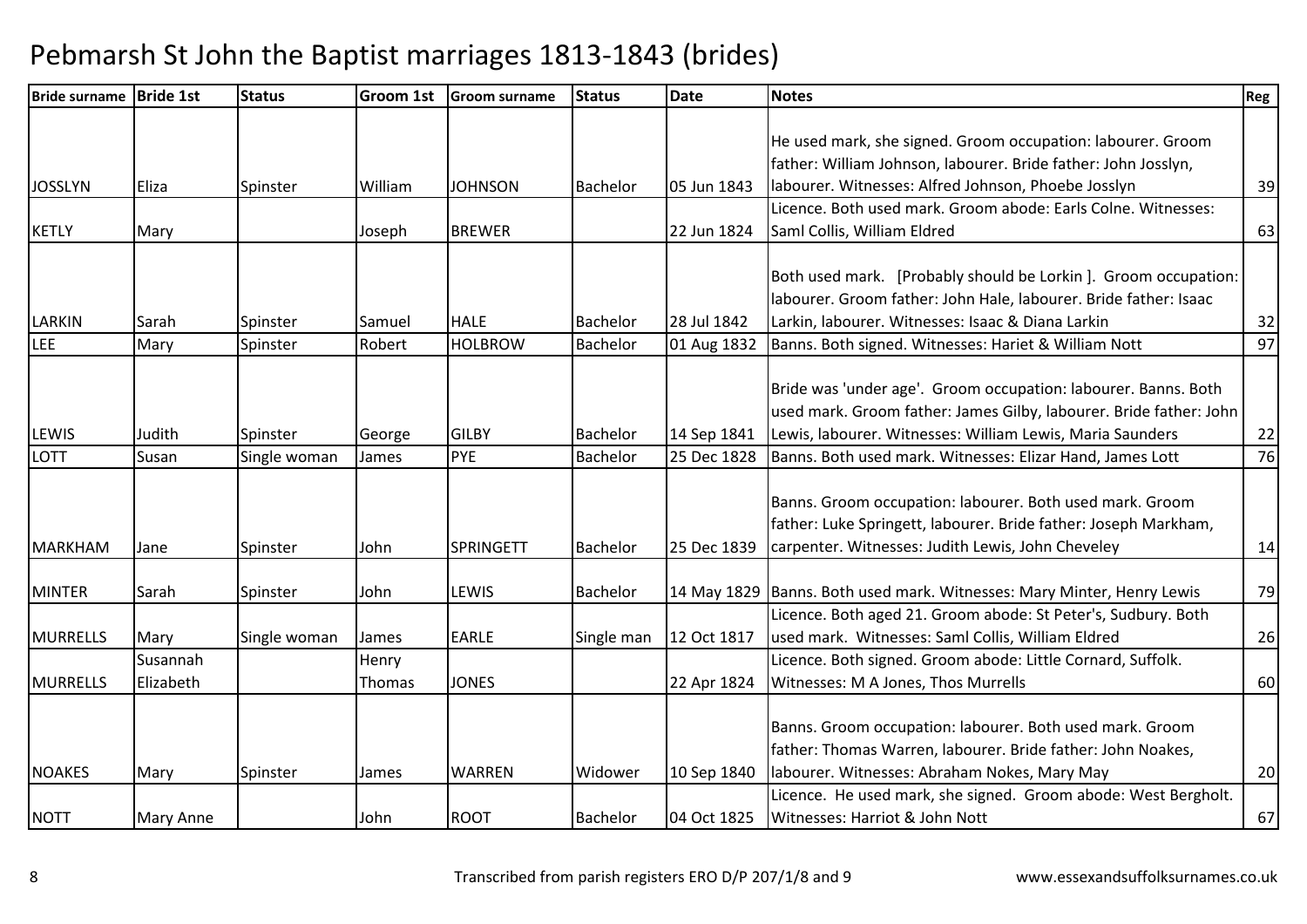# Pebmarsh St John the Baptist marriages 1813-1843 (brides)

| Bride surname | Bride 1st | Status | Groom 1st | Groom surname | Status | Date | Notes | Reg |
|---|---|---|---|---|---|---|---|---|
| JOSSLYN | Eliza | Spinster | William | JOHNSON | Bachelor | 05 Jun 1843 | He used mark, she signed. Groom occupation: labourer. Groom father: William Johnson, labourer. Bride father: John Josslyn, labourer. Witnesses: Alfred Johnson, Phoebe Josslyn | 39 |
| KETLY | Mary | | Joseph | BREWER | | 22 Jun 1824 | Licence. Both used mark. Groom abode: Earls Colne. Witnesses: Saml Collis, William Eldred | 63 |
| LARKIN | Sarah | Spinster | Samuel | HALE | Bachelor | 28 Jul 1842 | Both used mark. [Probably should be Lorkin ]. Groom occupation: labourer. Groom father: John Hale, labourer. Bride father: Isaac Larkin, labourer. Witnesses: Isaac & Diana Larkin | 32 |
| LEE | Mary | Spinster | Robert | HOLBROW | Bachelor | 01 Aug 1832 | Banns. Both signed. Witnesses: Hariet & William Nott | 97 |
| LEWIS | Judith | Spinster | George | GILBY | Bachelor | 14 Sep 1841 | Bride was 'under age'. Groom occupation: labourer. Banns. Both used mark. Groom father: James Gilby, labourer. Bride father: John Lewis, labourer. Witnesses: William Lewis, Maria Saunders | 22 |
| LOTT | Susan | Single woman | James | PYE | Bachelor | 25 Dec 1828 | Banns. Both used mark. Witnesses: Elizar Hand, James Lott | 76 |
| MARKHAM | Jane | Spinster | John | SPRINGETT | Bachelor | 25 Dec 1839 | Banns. Groom occupation: labourer. Both used mark. Groom father: Luke Springett, labourer. Bride father: Joseph Markham, carpenter. Witnesses: Judith Lewis, John Cheveley | 14 |
| MINTER | Sarah | Spinster | John | LEWIS | Bachelor | 14 May 1829 | Banns. Both used mark. Witnesses: Mary Minter, Henry Lewis | 79 |
| MURRELLS | Mary | Single woman | James | EARLE | Single man | 12 Oct 1817 | Licence. Both aged 21. Groom abode: St Peter's, Sudbury. Both used mark. Witnesses: Saml Collis, William Eldred | 26 |
| MURRELLS | Susannah Elizabeth | | Henry Thomas | JONES | | 22 Apr 1824 | Licence. Both signed. Groom abode: Little Cornard, Suffolk. Witnesses: M A Jones, Thos Murrells | 60 |
| NOAKES | Mary | Spinster | James | WARREN | Widower | 10 Sep 1840 | Banns. Groom occupation: labourer. Both used mark. Groom father: Thomas Warren, labourer. Bride father: John Noakes, labourer. Witnesses: Abraham Nokes, Mary May | 20 |
| NOTT | Mary Anne | | John | ROOT | Bachelor | 04 Oct 1825 | Licence. He used mark, she signed. Groom abode: West Bergholt. Witnesses: Harriot & John Nott | 67 |

Transcribed from parish registers ERO D/P 207/1/8 and 9 www.essexandsuffolksurnames.co.uk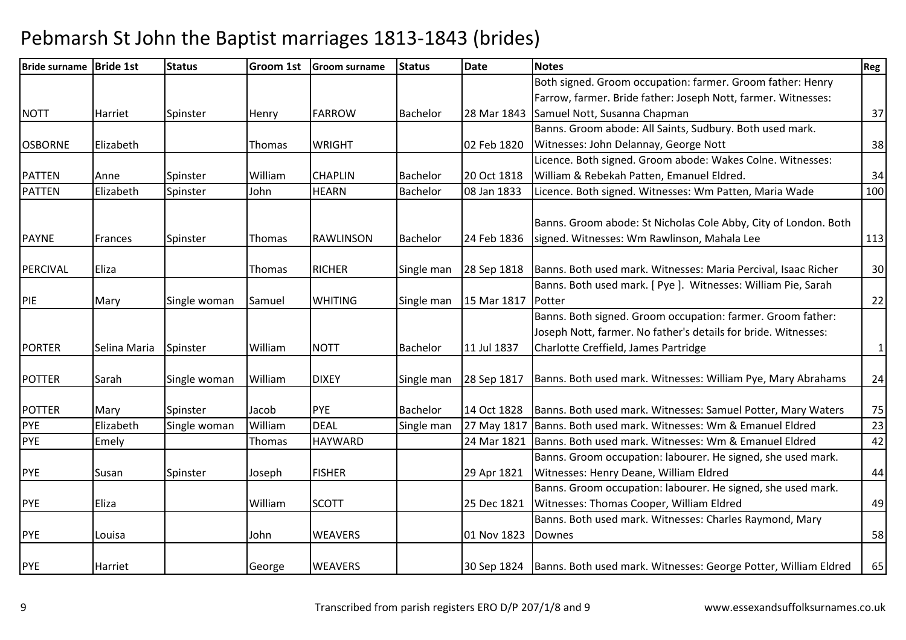# Pebmarsh St John the Baptist marriages 1813-1843 (brides)

| Bride surname | Bride 1st | Status | Groom 1st | Groom surname | Status | Date | Notes | Reg |
|---|---|---|---|---|---|---|---|---|
| NOTT | Harriet | Spinster | Henry | FARROW | Bachelor | 28 Mar 1843 | Both signed. Groom occupation: farmer. Groom father: Henry Farrow, farmer. Bride father: Joseph Nott, farmer. Witnesses: Samuel Nott, Susanna Chapman | 37 |
| OSBORNE | Elizabeth | | Thomas | WRIGHT | | 02 Feb 1820 | Banns. Groom abode: All Saints, Sudbury. Both used mark. Witnesses: John Delannay, George Nott | 38 |
| PATTEN | Anne | Spinster | William | CHAPLIN | Bachelor | 20 Oct 1818 | Licence. Both signed. Groom abode: Wakes Colne. Witnesses: William & Rebekah Patten, Emanuel Eldred. | 34 |
| PATTEN | Elizabeth | Spinster | John | HEARN | Bachelor | 08 Jan 1833 | Licence. Both signed. Witnesses: Wm Patten, Maria Wade | 100 |
| PAYNE | Frances | Spinster | Thomas | RAWLINSON | Bachelor | 24 Feb 1836 | Banns. Groom abode: St Nicholas Cole Abby, City of London. Both signed. Witnesses: Wm Rawlinson, Mahala Lee | 113 |
| PERCIVAL | Eliza | | Thomas | RICHER | Single man | 28 Sep 1818 | Banns. Both used mark. Witnesses: Maria Percival, Isaac Richer | 30 |
| PIE | Mary | Single woman | Samuel | WHITING | Single man | 15 Mar 1817 | Banns. Both used mark. [ Pye ]. Witnesses: William Pie, Sarah Potter | 22 |
| PORTER | Selina Maria | Spinster | William | NOTT | Bachelor | 11 Jul 1837 | Banns. Both signed. Groom occupation: farmer. Groom father: Joseph Nott, farmer. No father's details for bride. Witnesses: Charlotte Creffield, James Partridge | 1 |
| POTTER | Sarah | Single woman | William | DIXEY | Single man | 28 Sep 1817 | Banns. Both used mark. Witnesses: William Pye, Mary Abrahams | 24 |
| POTTER | Mary | Spinster | Jacob | PYE | Bachelor | 14 Oct 1828 | Banns. Both used mark. Witnesses: Samuel Potter, Mary Waters | 75 |
| PYE | Elizabeth | Single woman | William | DEAL | Single man | 27 May 1817 | Banns. Both used mark. Witnesses: Wm & Emanuel Eldred | 23 |
| PYE | Emely | | Thomas | HAYWARD | | 24 Mar 1821 | Banns. Both used mark. Witnesses: Wm & Emanuel Eldred | 42 |
| PYE | Susan | Spinster | Joseph | FISHER | | 29 Apr 1821 | Banns. Groom occupation: labourer. He signed, she used mark. Witnesses: Henry Deane, William Eldred | 44 |
| PYE | Eliza | | William | SCOTT | | 25 Dec 1821 | Banns. Groom occupation: labourer. He signed, she used mark. Witnesses: Thomas Cooper, William Eldred | 49 |
| PYE | Louisa | | John | WEAVERS | | 01 Nov 1823 | Banns. Both used mark. Witnesses: Charles Raymond, Mary Downes | 58 |
| PYE | Harriet | | George | WEAVERS | | 30 Sep 1824 | Banns. Both used mark. Witnesses: George Potter, William Eldred | 65 |

Transcribed from parish registers ERO D/P 207/1/8 and 9 www.essexandsuffolksurnames.co.uk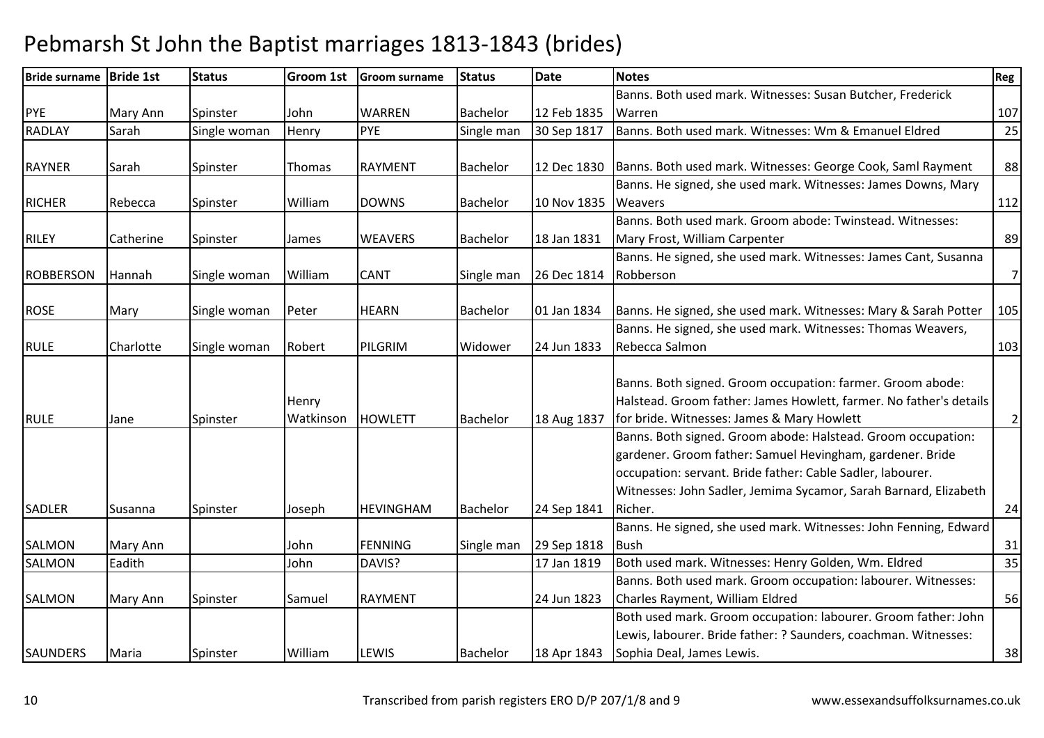# Pebmarsh St John the Baptist marriages 1813-1843 (brides)

| Bride surname | Bride 1st | Status | Groom 1st | Groom surname | Status | Date | Notes | Reg |
|---|---|---|---|---|---|---|---|---|
| PYE | Mary Ann | Spinster | John | WARREN | Bachelor | 12 Feb 1835 | Banns. Both used mark. Witnesses: Susan Butcher, Frederick Warren | 107 |
| RADLAY | Sarah | Single woman | Henry | PYE | Single man | 30 Sep 1817 | Banns. Both used mark. Witnesses: Wm & Emanuel Eldred | 25 |
| RAYNER | Sarah | Spinster | Thomas | RAYMENT | Bachelor | 12 Dec 1830 | Banns. Both used mark. Witnesses: George Cook, Saml Rayment | 88 |
| RICHER | Rebecca | Spinster | William | DOWNS | Bachelor | 10 Nov 1835 | Banns. He signed, she used mark. Witnesses: James Downs, Mary Weavers | 112 |
| RILEY | Catherine | Spinster | James | WEAVERS | Bachelor | 18 Jan 1831 | Banns. Both used mark. Groom abode: Twinstead. Witnesses: Mary Frost, William Carpenter | 89 |
| ROBBERSON | Hannah | Single woman | William | CANT | Single man | 26 Dec 1814 | Banns. He signed, she used mark. Witnesses: James Cant, Susanna Robberson | 7 |
| ROSE | Mary | Single woman | Peter | HEARN | Bachelor | 01 Jan 1834 | Banns. He signed, she used mark. Witnesses: Mary & Sarah Potter | 105 |
| RULE | Charlotte | Single woman | Robert | PILGRIM | Widower | 24 Jun 1833 | Banns. He signed, she used mark. Witnesses: Thomas Weavers, Rebecca Salmon | 103 |
| RULE | Jane | Spinster | Henry Watkinson | HOWLETT | Bachelor | 18 Aug 1837 | Banns. Both signed. Groom occupation: farmer. Groom abode: Halstead. Groom father: James Howlett, farmer. No father's details for bride. Witnesses: James & Mary Howlett | 2 |
| SADLER | Susanna | Spinster | Joseph | HEVINGHAM | Bachelor | 24 Sep 1841 | Banns. Both signed. Groom abode: Halstead. Groom occupation: gardener. Groom father: Samuel Hevingham, gardener. Bride occupation: servant. Bride father: Cable Sadler, labourer. Witnesses: John Sadler, Jemima Sycamor, Sarah Barnard, Elizabeth Richer. | 24 |
| SALMON | Mary Ann | | John | FENNING | Single man | 29 Sep 1818 | Banns. He signed, she used mark. Witnesses: John Fenning, Edward Bush | 31 |
| SALMON | Eadith | | John | DAVIS? | | 17 Jan 1819 | Both used mark. Witnesses: Henry Golden, Wm. Eldred | 35 |
| SALMON | Mary Ann | Spinster | Samuel | RAYMENT | | 24 Jun 1823 | Banns. Both used mark. Groom occupation: labourer. Witnesses: Charles Rayment, William Eldred | 56 |
| SAUNDERS | Maria | Spinster | William | LEWIS | Bachelor | 18 Apr 1843 | Both used mark. Groom occupation: labourer. Groom father: John Lewis, labourer. Bride father: ? Saunders, coachman. Witnesses: Sophia Deal, James Lewis. | 38 |

Transcribed from parish registers ERO D/P 207/1/8 and 9 www.essexandsuffolksurnames.co.uk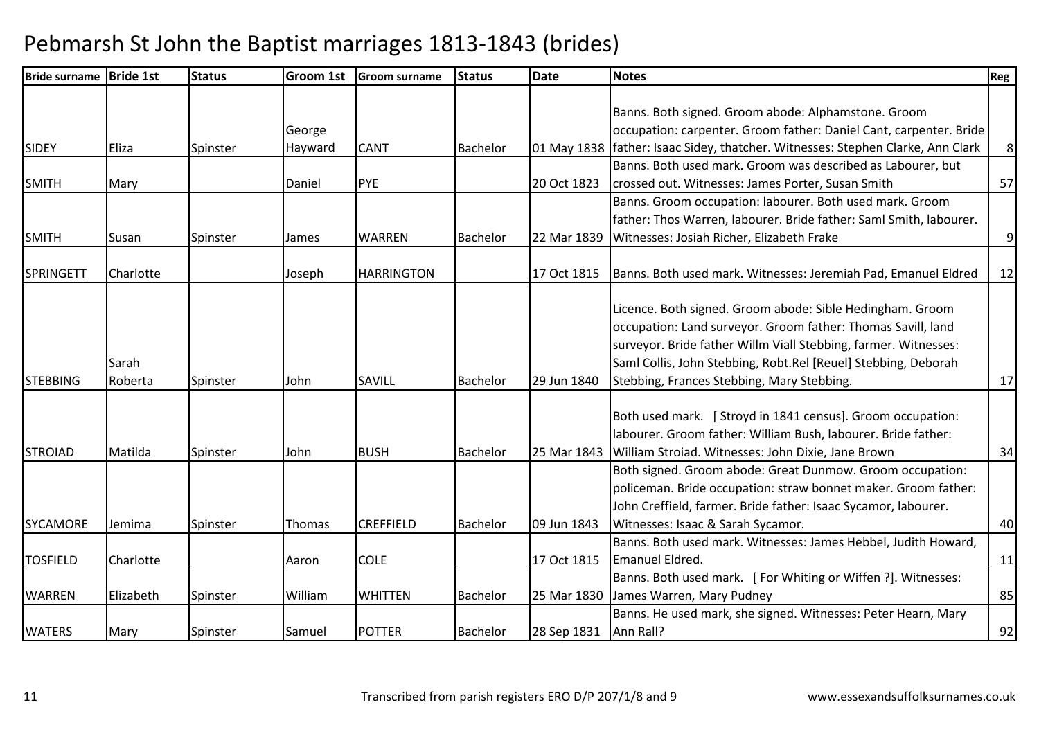# Pebmarsh St John the Baptist marriages 1813-1843 (brides)

| Bride surname | Bride 1st | Status | Groom 1st | Groom surname | Status | Date | Notes | Reg |
|---|---|---|---|---|---|---|---|---|
| SIDEY | Eliza | Spinster | George Hayward | CANT | Bachelor | 01 May 1838 | Banns. Both signed. Groom abode: Alphamstone. Groom occupation: carpenter. Groom father: Daniel Cant, carpenter. Bride father: Isaac Sidey, thatcher. Witnesses: Stephen Clarke, Ann Clark | 8 |
| SMITH | Mary | | Daniel | PYE | | 20 Oct 1823 | Banns. Both used mark. Groom was described as Labourer, but crossed out. Witnesses: James Porter, Susan Smith | 57 |
| SMITH | Susan | Spinster | James | WARREN | Bachelor | 22 Mar 1839 | Banns. Groom occupation: labourer. Both used mark. Groom father: Thos Warren, labourer. Bride father: Saml Smith, labourer. Witnesses: Josiah Richer, Elizabeth Frake | 9 |
| SPRINGETT | Charlotte | | Joseph | HARRINGTON | | 17 Oct 1815 | Banns. Both used mark. Witnesses: Jeremiah Pad, Emanuel Eldred | 12 |
| STEBBING | Sarah Roberta | Spinster | John | SAVILL | Bachelor | 29 Jun 1840 | Licence. Both signed. Groom abode: Sible Hedingham. Groom occupation: Land surveyor. Groom father: Thomas Savill, land surveyor. Bride father Willm Viall Stebbing, farmer. Witnesses: Saml Collis, John Stebbing, Robt.Rel [Reuel] Stebbing, Deborah Stebbing, Frances Stebbing, Mary Stebbing. | 17 |
| STROIAD | Matilda | Spinster | John | BUSH | Bachelor | 25 Mar 1843 | Both used mark. [ Stroyd in 1841 census]. Groom occupation: labourer. Groom father: William Bush, labourer. Bride father: William Stroiad. Witnesses: John Dixie, Jane Brown | 34 |
| SYCAMORE | Jemima | Spinster | Thomas | CREFFIELD | Bachelor | 09 Jun 1843 | Both signed. Groom abode: Great Dunmow. Groom occupation: policeman. Bride occupation: straw bonnet maker. Groom father: John Creffield, farmer. Bride father: Isaac Sycamor, labourer. Witnesses: Isaac & Sarah Sycamor. | 40 |
| TOSFIELD | Charlotte | | Aaron | COLE | | 17 Oct 1815 | Banns. Both used mark. Witnesses: James Hebbel, Judith Howard, Emanuel Eldred. | 11 |
| WARREN | Elizabeth | Spinster | William | WHITTEN | Bachelor | 25 Mar 1830 | Banns. Both used mark. [ For Whiting or Wiffen ?]. Witnesses: James Warren, Mary Pudney | 85 |
| WATERS | Mary | Spinster | Samuel | POTTER | Bachelor | 28 Sep 1831 | Banns. He used mark, she signed. Witnesses: Peter Hearn, Mary Ann Rall? | 92 |

Transcribed from parish registers ERO D/P 207/1/8 and 9 www.essexandsuffolksurnames.co.uk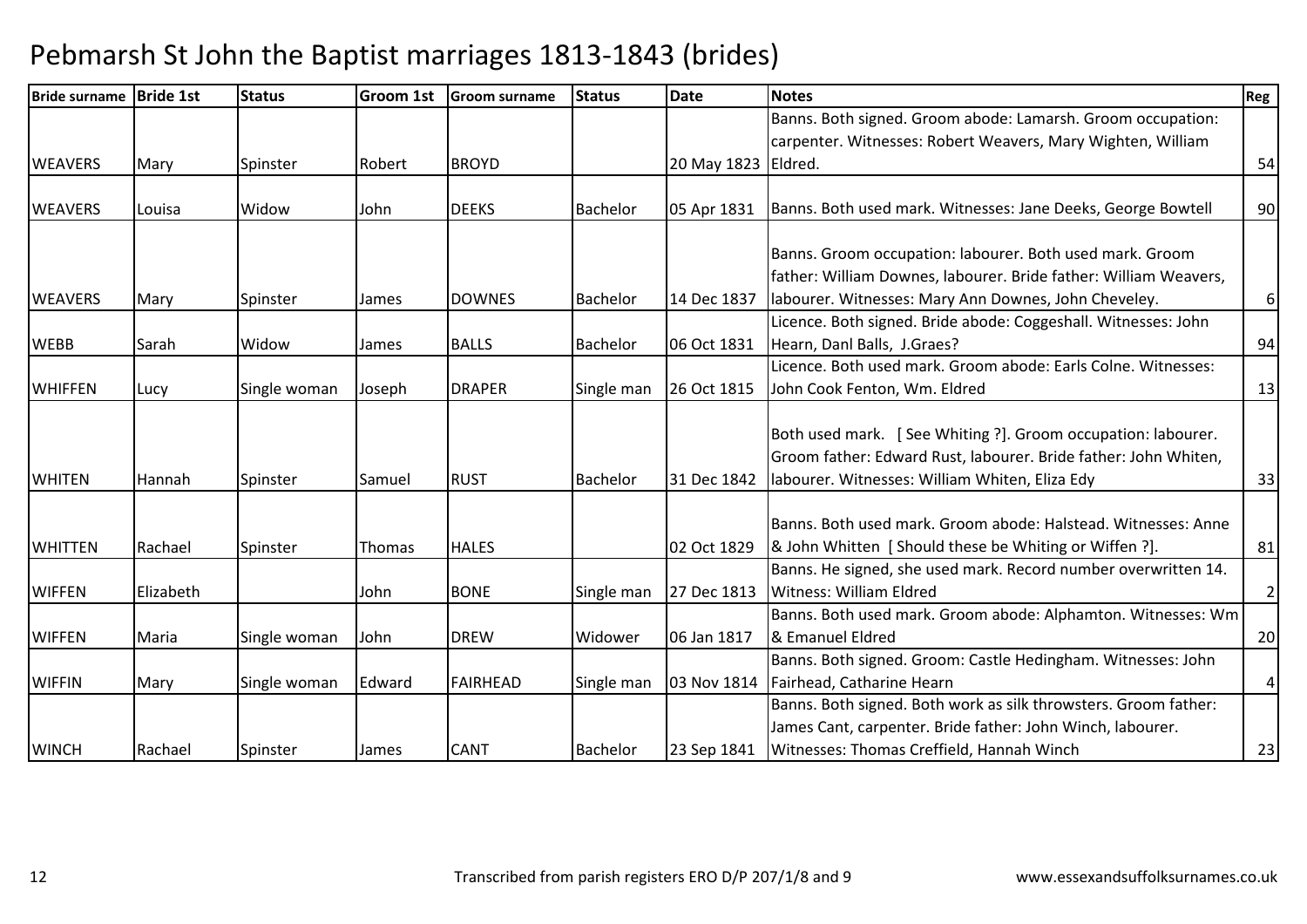# Pebmarsh St John the Baptist marriages 1813-1843 (brides)

| Bride surname | Bride 1st | Status | Groom 1st | Groom surname | Status | Date | Notes | Reg |
|---|---|---|---|---|---|---|---|---|
| WEAVERS | Mary | Spinster | Robert | BROYD | | 20 May 1823 | Banns. Both signed. Groom abode: Lamarsh. Groom occupation: carpenter. Witnesses: Robert Weavers, Mary Wighten, William Eldred. | 54 |
| WEAVERS | Louisa | Widow | John | DEEKS | Bachelor | 05 Apr 1831 | Banns. Both used mark. Witnesses: Jane Deeks, George Bowtell | 90 |
| WEAVERS | Mary | Spinster | James | DOWNES | Bachelor | 14 Dec 1837 | Banns. Groom occupation: labourer. Both used mark. Groom father: William Downes, labourer. Bride father: William Weavers, labourer. Witnesses: Mary Ann Downes, John Cheveley. | 6 |
| WEBB | Sarah | Widow | James | BALLS | Bachelor | 06 Oct 1831 | Licence. Both signed. Bride abode: Coggeshall. Witnesses: John Hearn, Danl Balls, J.Graes? | 94 |
| WHIFFEN | Lucy | Single woman | Joseph | DRAPER | Single man | 26 Oct 1815 | Licence. Both used mark. Groom abode: Earls Colne. Witnesses: John Cook Fenton, Wm. Eldred | 13 |
| WHITEN | Hannah | Spinster | Samuel | RUST | Bachelor | 31 Dec 1842 | Both used mark. [ See Whiting ?]. Groom occupation: labourer. Groom father: Edward Rust, labourer. Bride father: John Whiten, labourer. Witnesses: William Whiten, Eliza Edy | 33 |
| WHITTEN | Rachael | Spinster | Thomas | HALES | | 02 Oct 1829 | Banns. Both used mark. Groom abode: Halstead. Witnesses: Anne & John Whitten [ Should these be Whiting or Wiffen ?]. | 81 |
| WIFFEN | Elizabeth | | John | BONE | Single man | 27 Dec 1813 | Banns. He signed, she used mark. Record number overwritten 14. Witness: William Eldred | 2 |
| WIFFEN | Maria | Single woman | John | DREW | Widower | 06 Jan 1817 | Banns. Both used mark. Groom abode: Alphamton. Witnesses: Wm & Emanuel Eldred | 20 |
| WIFFIN | Mary | Single woman | Edward | FAIRHEAD | Single man | 03 Nov 1814 | Banns. Both signed. Groom: Castle Hedingham. Witnesses: John Fairhead, Catharine Hearn | 4 |
| WINCH | Rachael | Spinster | James | CANT | Bachelor | 23 Sep 1841 | Banns. Both signed. Both work as silk throwsters. Groom father: James Cant, carpenter. Bride father: John Winch, labourer. Witnesses: Thomas Creffield, Hannah Winch | 23 |

Transcribed from parish registers ERO D/P 207/1/8 and 9 www.essexandsuffolksurnames.co.uk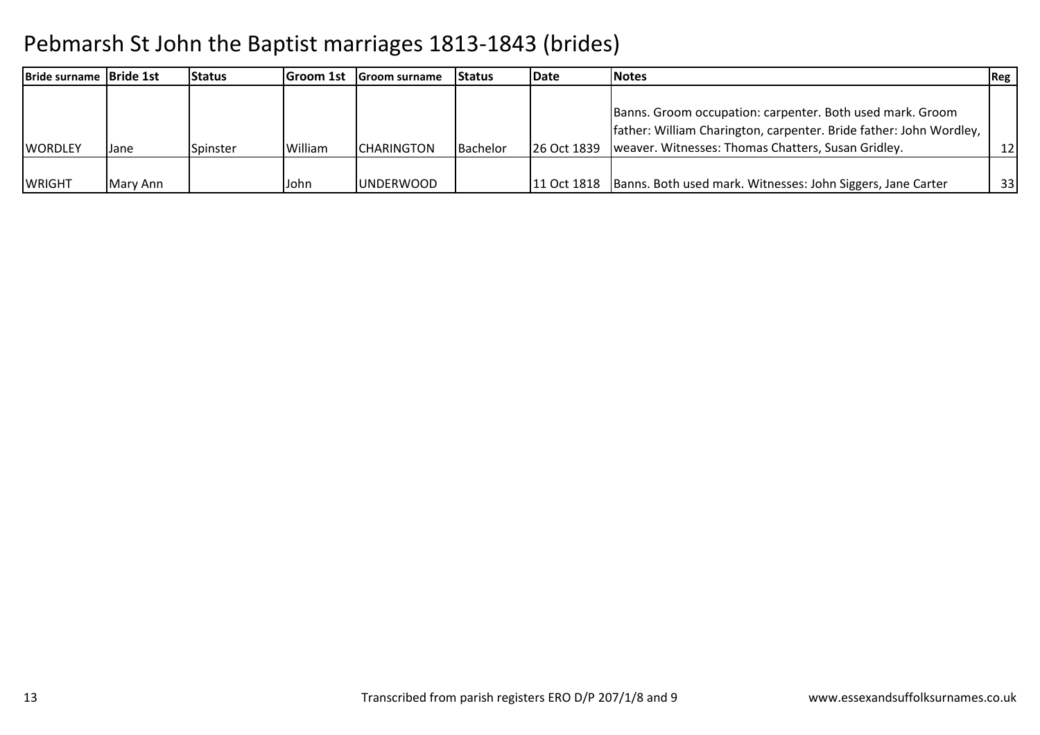# Pebmarsh St John the Baptist marriages 1813-1843 (brides)

| Bride surname | Bride 1st | Status | Groom 1st | Groom surname | Status | Date | Notes | Reg |
|---|---|---|---|---|---|---|---|---|
| WORDLEY | Jane | Spinster | William | CHARINGTON | Bachelor | 26 Oct 1839 | Banns. Groom occupation: carpenter. Both used mark. Groom father: William Charington, carpenter. Bride father: John Wordley, weaver. Witnesses: Thomas Chatters, Susan Gridley. | 12 |
| WRIGHT | Mary Ann | | John | UNDERWOOD | | 11 Oct 1818 | Banns. Both used mark. Witnesses: John Siggers, Jane Carter | 33 |

Transcribed from parish registers ERO D/P 207/1/8 and 9

www.essexandsuffolksurnames.co.uk